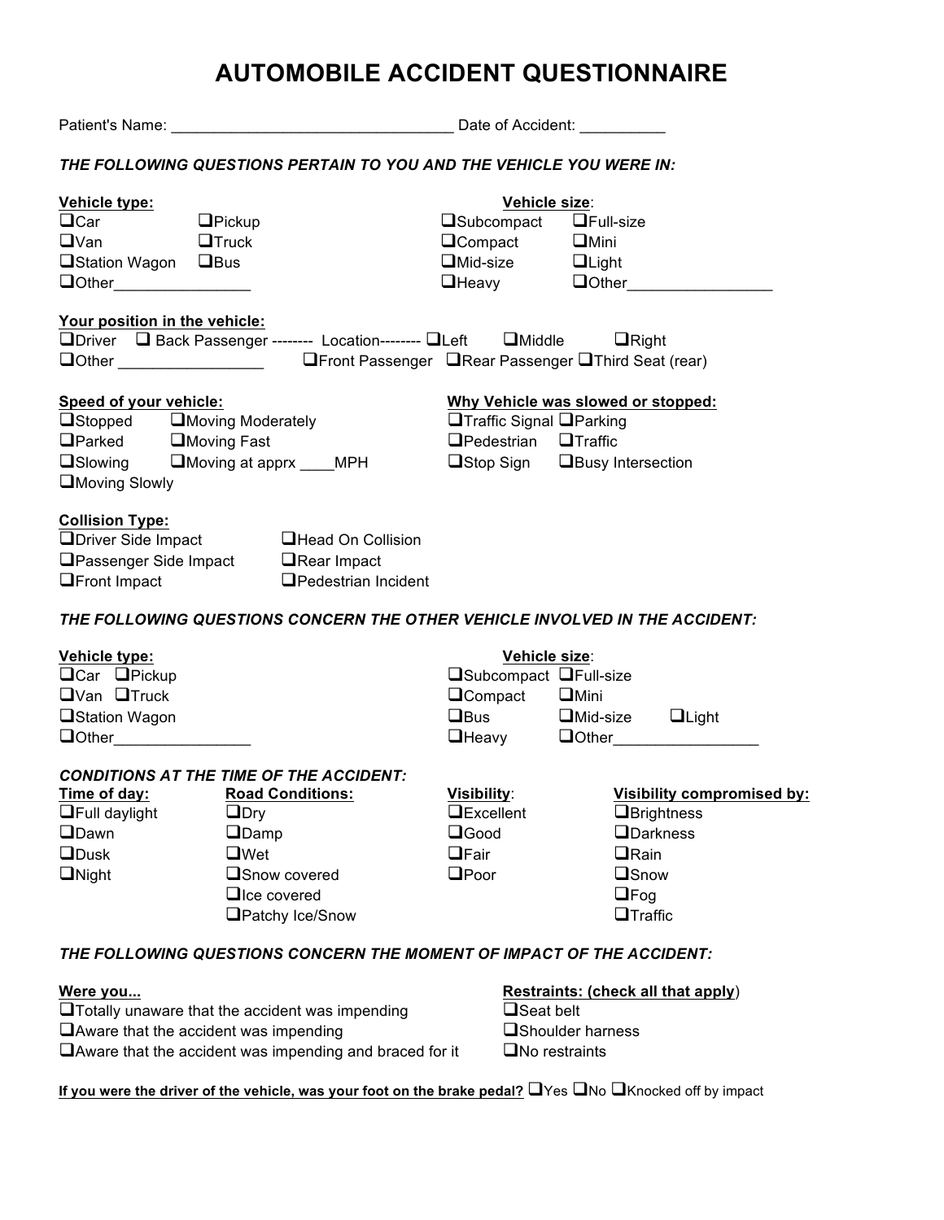# AUTOMOBILE ACCIDENT QUESTIONNAIRE

Patient's Name: ________________________________ Date of Accident: __________

***THE FOLLOWING QUESTIONS PERTAIN TO YOU AND THE VEHICLE YOU WERE IN:***

**Vehicle type:**

- ❑Car
- ❑Pickup
- ❑Van
- ❑Truck
- ❑Station Wagon
- ❑Bus
- ❑Other________________

**Vehicle size:**

- ❑Subcompact
- ❑Full-size
- ❑Compact
- ❑Mini
- ❑Mid-size
- ❑Light
- ❑Heavy
- ❑Other_________________

**Your position in the vehicle:**

❑Driver ❑ Back Passenger -------- Location-------- ❑Left ❑Middle ❑Right

❑Other _________________ ❑Front Passenger ❑Rear Passenger ❑Third Seat (rear)

**Speed of your vehicle:**

- ❑Stopped
- ❑Moving Moderately
- ❑Parked
- ❑Moving Fast
- ❑Slowing
- ❑Moving at apprx ____MPH
- ❑Moving Slowly

**Why Vehicle was slowed or stopped:**

- ❑Traffic Signal
- ❑Parking
- ❑Pedestrian
- ❑Traffic
- ❑Stop Sign
- ❑Busy Intersection

**Collision Type:**

- ❑Driver Side Impact
- ❑Head On Collision
- ❑Passenger Side Impact
- ❑Rear Impact
- ❑Front Impact
- ❑Pedestrian Incident

***THE FOLLOWING QUESTIONS CONCERN THE OTHER VEHICLE INVOLVED IN THE ACCIDENT:***

**Vehicle type:**

- ❑Car
- ❑Pickup
- ❑Van
- ❑Truck
- ❑Station Wagon
- ❑Other________________

**Vehicle size:**

- ❑Subcompact
- ❑Full-size
- ❑Compact
- ❑Mini
- ❑Bus
- ❑Mid-size
- ❑Light
- ❑Heavy
- ❑Other_________________

***CONDITIONS AT THE TIME OF THE ACCIDENT:***

**Time of day:**

- ❑Full daylight
- ❑Dawn
- ❑Dusk
- ❑Night

**Road Conditions:**

- ❑Dry
- ❑Damp
- ❑Wet
- ❑Snow covered
- ❑Ice covered
- ❑Patchy Ice/Snow

**Visibility:**

- ❑Excellent
- ❑Good
- ❑Fair
- ❑Poor

**Visibility compromised by:**

- ❑Brightness
- ❑Darkness
- ❑Rain
- ❑Snow
- ❑Fog
- ❑Traffic

***THE FOLLOWING QUESTIONS CONCERN THE MOMENT OF IMPACT OF THE ACCIDENT:***

**Were you...**

- ❑Totally unaware that the accident was impending
- ❑Aware that the accident was impending
- ❑Aware that the accident was impending and braced for it

**Restraints: (check all that apply)**

- ❑Seat belt
- ❑Shoulder harness
- ❑No restraints

**If you were the driver of the vehicle, was your foot on the brake pedal?** ❑Yes ❑No ❑Knocked off by impact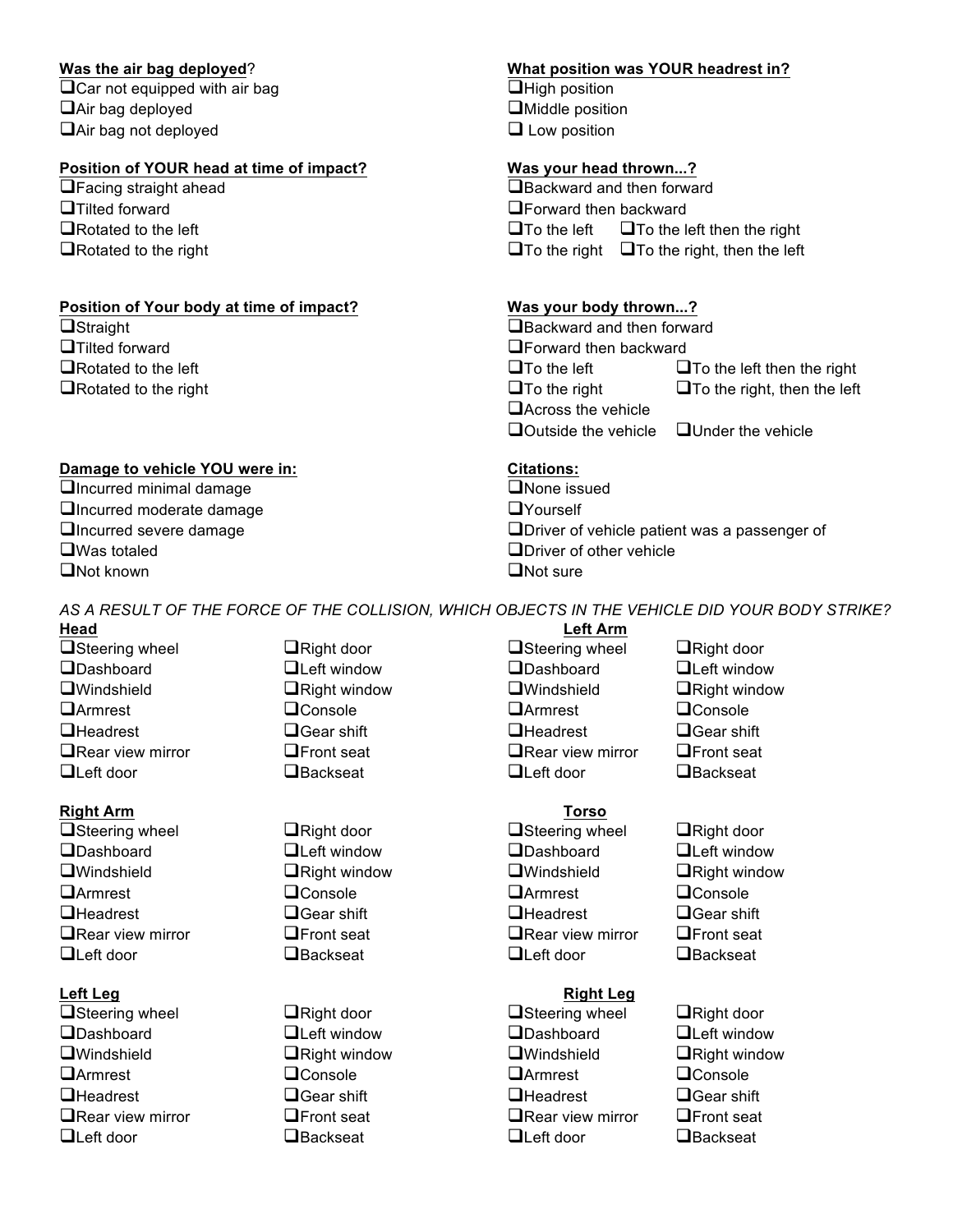**Was the air bag deployed**?

- ❑Car not equipped with air bag
- ❑Air bag deployed
- ❑Air bag not deployed

**What position was YOUR headrest in?**

- ❑High position
- ❑Middle position
- ❑ Low position

**Position of YOUR head at time of impact?**

- ❑Facing straight ahead
- ❑Tilted forward
- ❑Rotated to the left
- ❑Rotated to the right

**Was your head thrown...?**

- ❑Backward and then forward
- ❑Forward then backward
- ❑To the left
- ❑To the left then the right
- ❑To the right
- ❑To the right, then the left

**Position of Your body at time of impact?**

- ❑Straight
- ❑Tilted forward
- ❑Rotated to the left
- ❑Rotated to the right

**Was your body thrown...?**

- ❑Backward and then forward
- ❑Forward then backward
- ❑To the left
- ❑To the left then the right
- ❑To the right
- ❑To the right, then the left
- ❑Across the vehicle
- ❑Outside the vehicle
- ❑Under the vehicle

**Damage to vehicle YOU were in:**

- ❑Incurred minimal damage
- ❑Incurred moderate damage
- ❑Incurred severe damage
- ❑Was totaled
- ❑Not known

**Citations:**

- ❑None issued
- ❑Yourself
- ❑Driver of vehicle patient was a passenger of
- ❑Driver of other vehicle
- ❑Not sure

*AS A RESULT OF THE FORCE OF THE COLLISION, WHICH OBJECTS IN THE VEHICLE DID YOUR BODY STRIKE?*

**Head**

- ❑Steering wheel
- ❑Dashboard
- ❑Windshield
- ❑Armrest
- ❑Headrest
- ❑Rear view mirror
- ❑Left door
- ❑Right door
- ❑Left window
- ❑Right window
- ❑Console
- ❑Gear shift
- ❑Front seat
- ❑Backseat

**Left Arm**

- ❑Steering wheel
- ❑Dashboard
- ❑Windshield
- ❑Armrest
- ❑Headrest
- ❑Rear view mirror
- ❑Left door
- ❑Right door
- ❑Left window
- ❑Right window
- ❑Console
- ❑Gear shift
- ❑Front seat
- ❑Backseat

**Right Arm**

- ❑Steering wheel
- ❑Dashboard
- ❑Windshield
- ❑Armrest
- ❑Headrest
- ❑Rear view mirror
- ❑Left door
- ❑Right door
- ❑Left window
- ❑Right window
- ❑Console
- ❑Gear shift
- ❑Front seat
- ❑Backseat

**Torso**

- ❑Steering wheel
- ❑Dashboard
- ❑Windshield
- ❑Armrest
- ❑Headrest
- ❑Rear view mirror
- ❑Left door
- ❑Right door
- ❑Left window
- ❑Right window
- ❑Console
- ❑Gear shift
- ❑Front seat
- ❑Backseat

**Left Leg**

- ❑Steering wheel
- ❑Dashboard
- ❑Windshield
- ❑Armrest
- ❑Headrest
- ❑Rear view mirror
- ❑Left door
- ❑Right door
- ❑Left window
- ❑Right window
- ❑Console
- ❑Gear shift
- ❑Front seat
- ❑Backseat

**Right Leg**

- ❑Steering wheel
- ❑Dashboard
- ❑Windshield
- ❑Armrest
- ❑Headrest
- ❑Rear view mirror
- ❑Left door
- ❑Right door
- ❑Left window
- ❑Right window
- ❑Console
- ❑Gear shift
- ❑Front seat
- ❑Backseat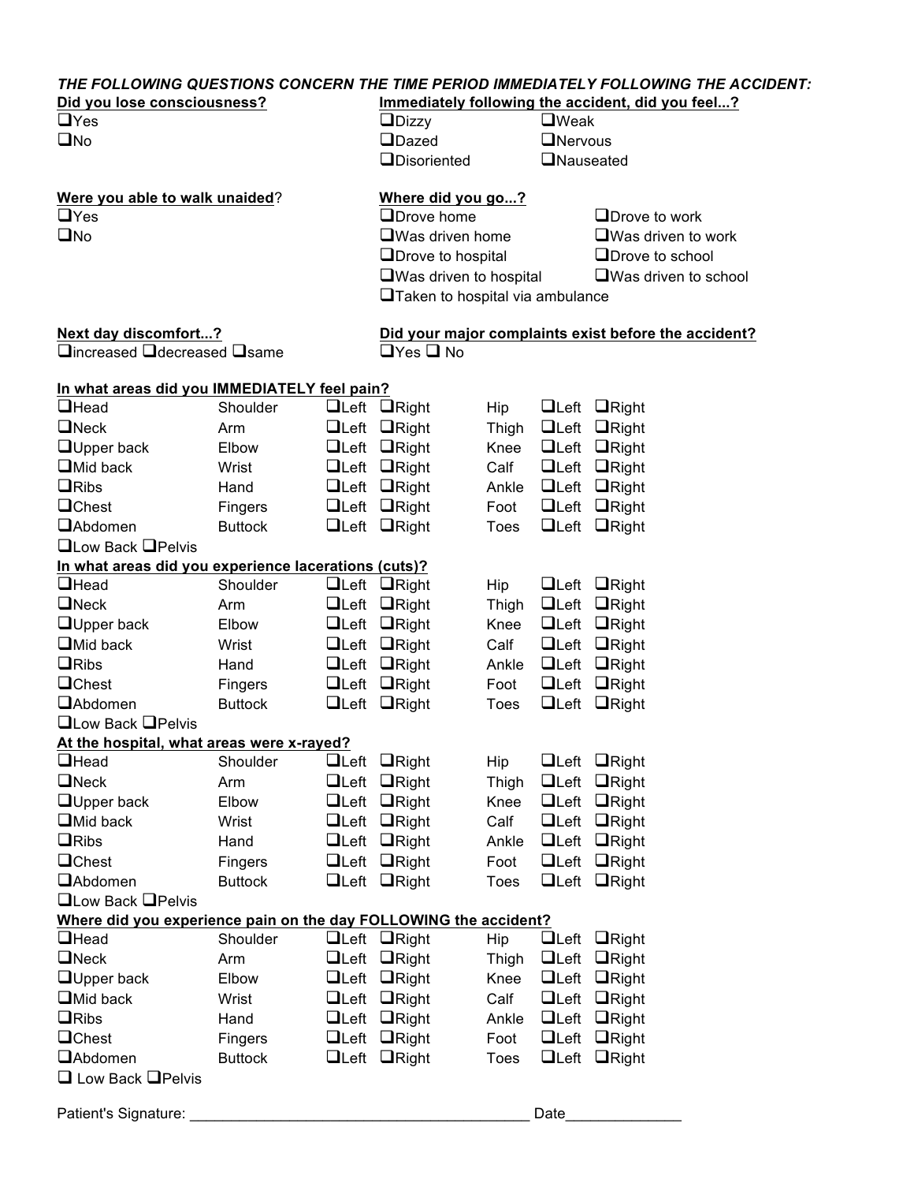***THE FOLLOWING QUESTIONS CONCERN THE TIME PERIOD IMMEDIATELY FOLLOWING THE ACCIDENT:***

**Did you lose consciousness?**
- ❑Yes
- ❑No

**Immediately following the accident, did you feel...?**
- ❑Dizzy
- ❑Weak
- ❑Dazed
- ❑Nervous
- ❑Disoriented
- ❑Nauseated

**Were you able to walk unaided?**
- ❑Yes
- ❑No

**Where did you go...?**
- ❑Drove home
- ❑Drove to work
- ❑Was driven home
- ❑Was driven to work
- ❑Drove to hospital
- ❑Drove to school
- ❑Was driven to hospital
- ❑Was driven to school
- ❑Taken to hospital via ambulance

**Next day discomfort...?**

❑increased ❑decreased ❑same

**Did your major complaints exist before the accident?**

❑Yes ❑ No

**In what areas did you IMMEDIATELY feel pain?**

| | | | | | | |
|---|---|---|---|---|---|---|
| ❑Head | Shoulder | ❑Left | ❑Right | Hip | ❑Left | ❑Right |
| ❑Neck | Arm | ❑Left | ❑Right | Thigh | ❑Left | ❑Right |
| ❑Upper back | Elbow | ❑Left | ❑Right | Knee | ❑Left | ❑Right |
| ❑Mid back | Wrist | ❑Left | ❑Right | Calf | ❑Left | ❑Right |
| ❑Ribs | Hand | ❑Left | ❑Right | Ankle | ❑Left | ❑Right |
| ❑Chest | Fingers | ❑Left | ❑Right | Foot | ❑Left | ❑Right |
| ❑Abdomen | Buttock | ❑Left | ❑Right | Toes | ❑Left | ❑Right |
| ❑Low Back ❑Pelvis | | | | | | |

**In what areas did you experience lacerations (cuts)?**

| | | | | | | |
|---|---|---|---|---|---|---|
| ❑Head | Shoulder | ❑Left | ❑Right | Hip | ❑Left | ❑Right |
| ❑Neck | Arm | ❑Left | ❑Right | Thigh | ❑Left | ❑Right |
| ❑Upper back | Elbow | ❑Left | ❑Right | Knee | ❑Left | ❑Right |
| ❑Mid back | Wrist | ❑Left | ❑Right | Calf | ❑Left | ❑Right |
| ❑Ribs | Hand | ❑Left | ❑Right | Ankle | ❑Left | ❑Right |
| ❑Chest | Fingers | ❑Left | ❑Right | Foot | ❑Left | ❑Right |
| ❑Abdomen | Buttock | ❑Left | ❑Right | Toes | ❑Left | ❑Right |
| ❑Low Back ❑Pelvis | | | | | | |

**At the hospital, what areas were x-rayed?**

| | | | | | | |
|---|---|---|---|---|---|---|
| ❑Head | Shoulder | ❑Left | ❑Right | Hip | ❑Left | ❑Right |
| ❑Neck | Arm | ❑Left | ❑Right | Thigh | ❑Left | ❑Right |
| ❑Upper back | Elbow | ❑Left | ❑Right | Knee | ❑Left | ❑Right |
| ❑Mid back | Wrist | ❑Left | ❑Right | Calf | ❑Left | ❑Right |
| ❑Ribs | Hand | ❑Left | ❑Right | Ankle | ❑Left | ❑Right |
| ❑Chest | Fingers | ❑Left | ❑Right | Foot | ❑Left | ❑Right |
| ❑Abdomen | Buttock | ❑Left | ❑Right | Toes | ❑Left | ❑Right |
| ❑Low Back ❑Pelvis | | | | | | |

**Where did you experience pain on the day FOLLOWING the accident?**

| | | | | | | |
|---|---|---|---|---|---|---|
| ❑Head | Shoulder | ❑Left | ❑Right | Hip | ❑Left | ❑Right |
| ❑Neck | Arm | ❑Left | ❑Right | Thigh | ❑Left | ❑Right |
| ❑Upper back | Elbow | ❑Left | ❑Right | Knee | ❑Left | ❑Right |
| ❑Mid back | Wrist | ❑Left | ❑Right | Calf | ❑Left | ❑Right |
| ❑Ribs | Hand | ❑Left | ❑Right | Ankle | ❑Left | ❑Right |
| ❑Chest | Fingers | ❑Left | ❑Right | Foot | ❑Left | ❑Right |
| ❑Abdomen | Buttock | ❑Left | ❑Right | Toes | ❑Left | ❑Right |
| ❑ Low Back ❑Pelvis | | | | | | |

Patient's Signature: ________________________________________ Date_____________